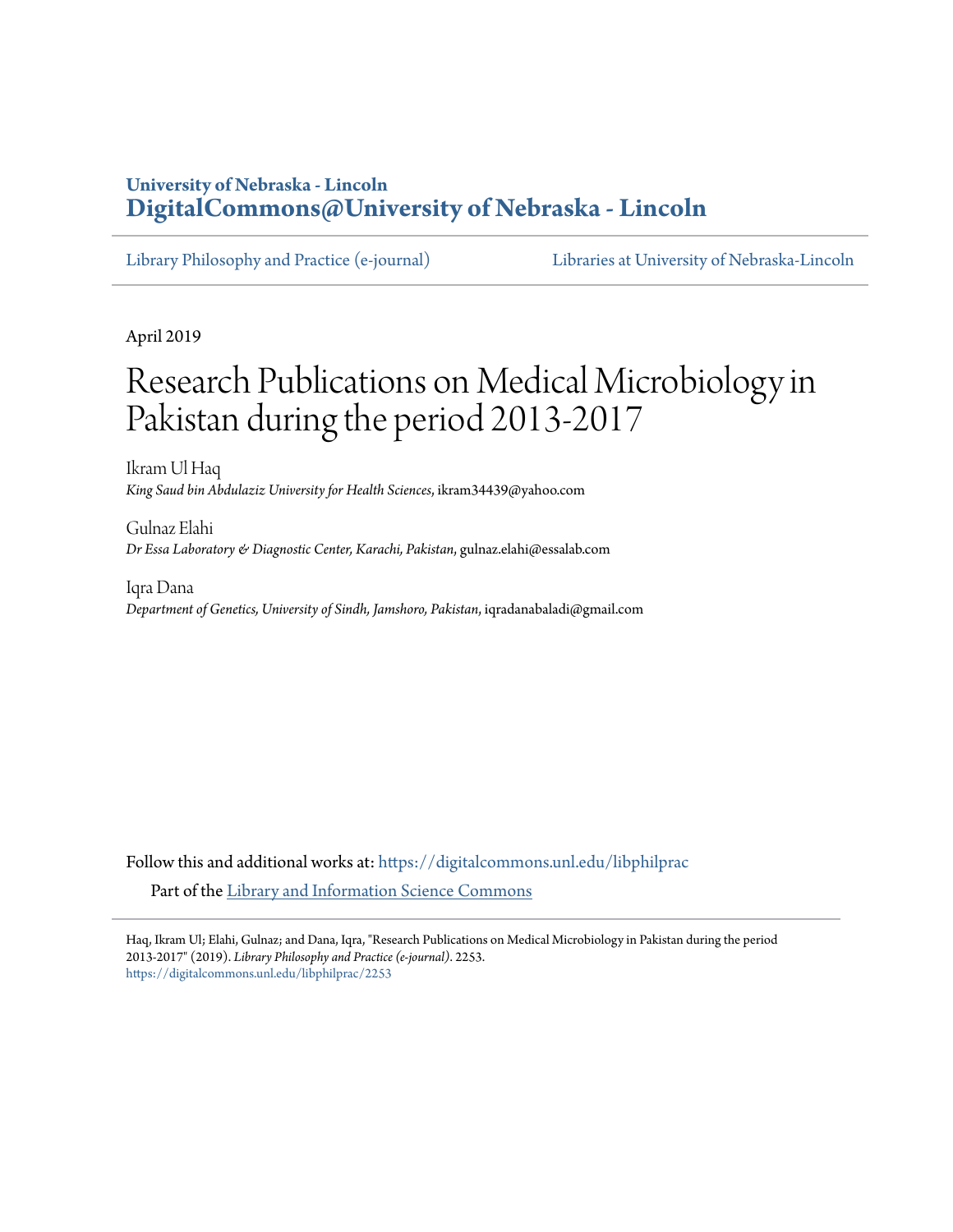University of Nebraska - Lincoln
**DigitalCommons@University of Nebraska - Lincoln**

Library Philosophy and Practice (e-journal) | Libraries at University of Nebraska-Lincoln

April 2019

# Research Publications on Medical Microbiology in Pakistan during the period 2013-2017

Ikram Ul Haq
*King Saud bin Abdulaziz University for Health Sciences*, ikram34439@yahoo.com

Gulnaz Elahi
*Dr Essa Laboratory & Diagnostic Center, Karachi, Pakistan*, gulnaz.elahi@essalab.com

Iqra Dana
*Department of Genetics, University of Sindh, Jamshoro, Pakistan*, iqradanabaladi@gmail.com

Follow this and additional works at: https://digitalcommons.unl.edu/libphilprac

Part of the Library and Information Science Commons

Haq, Ikram Ul; Elahi, Gulnaz; and Dana, Iqra, "Research Publications on Medical Microbiology in Pakistan during the period 2013-2017" (2019). *Library Philosophy and Practice (e-journal)*. 2253.
https://digitalcommons.unl.edu/libphilprac/2253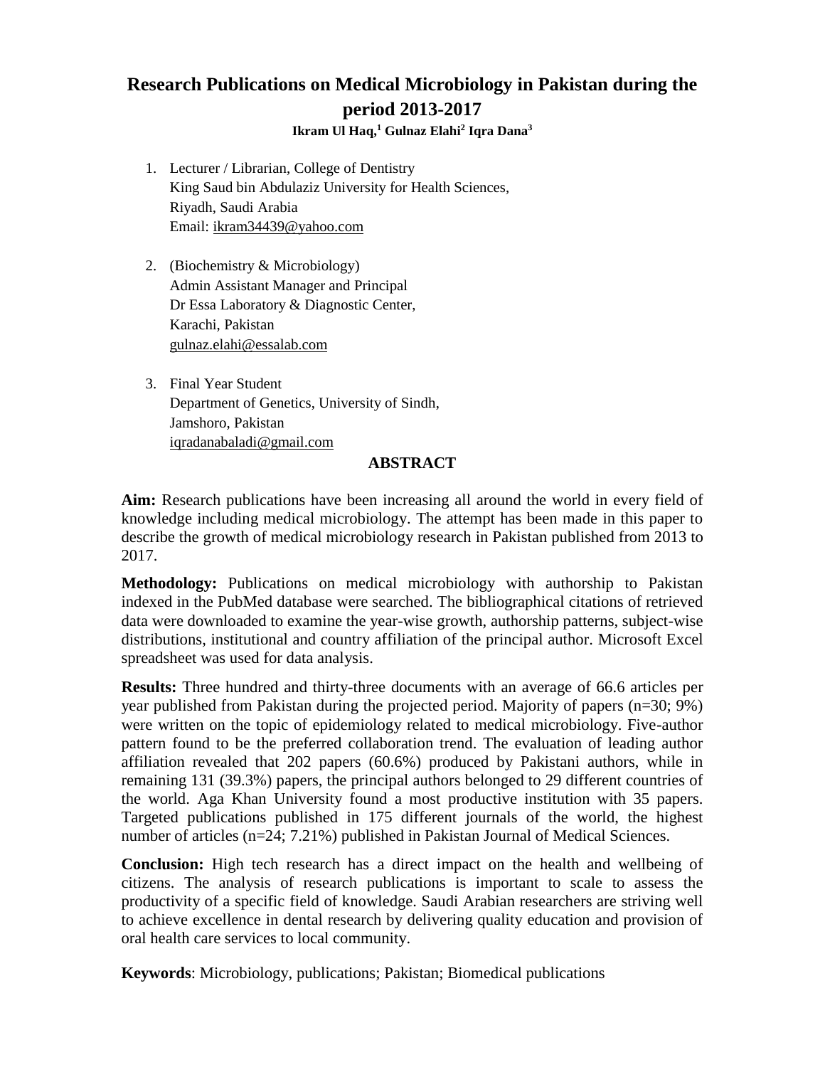# Research Publications on Medical Microbiology in Pakistan during the period 2013-2017

**Ikram Ul Haq,[1] Gulnaz Elahi[2] Iqra Dana[3]**

1. Lecturer / Librarian, College of Dentistry
   King Saud bin Abdulaziz University for Health Sciences,
   Riyadh, Saudi Arabia
   Email: ikram34439@yahoo.com

2. (Biochemistry & Microbiology)
   Admin Assistant Manager and Principal
   Dr Essa Laboratory & Diagnostic Center,
   Karachi, Pakistan
   gulnaz.elahi@essalab.com

3. Final Year Student
   Department of Genetics, University of Sindh,
   Jamshoro, Pakistan
   iqradanabaladi@gmail.com

## ABSTRACT

**Aim:** Research publications have been increasing all around the world in every field of knowledge including medical microbiology. The attempt has been made in this paper to describe the growth of medical microbiology research in Pakistan published from 2013 to 2017.

**Methodology:** Publications on medical microbiology with authorship to Pakistan indexed in the PubMed database were searched. The bibliographical citations of retrieved data were downloaded to examine the year-wise growth, authorship patterns, subject-wise distributions, institutional and country affiliation of the principal author. Microsoft Excel spreadsheet was used for data analysis.

**Results:** Three hundred and thirty-three documents with an average of 66.6 articles per year published from Pakistan during the projected period. Majority of papers (n=30; 9%) were written on the topic of epidemiology related to medical microbiology. Five-author pattern found to be the preferred collaboration trend. The evaluation of leading author affiliation revealed that 202 papers (60.6%) produced by Pakistani authors, while in remaining 131 (39.3%) papers, the principal authors belonged to 29 different countries of the world. Aga Khan University found a most productive institution with 35 papers. Targeted publications published in 175 different journals of the world, the highest number of articles (n=24; 7.21%) published in Pakistan Journal of Medical Sciences.

**Conclusion:** High tech research has a direct impact on the health and wellbeing of citizens. The analysis of research publications is important to scale to assess the productivity of a specific field of knowledge. Saudi Arabian researchers are striving well to achieve excellence in dental research by delivering quality education and provision of oral health care services to local community.

**Keywords**: Microbiology, publications; Pakistan; Biomedical publications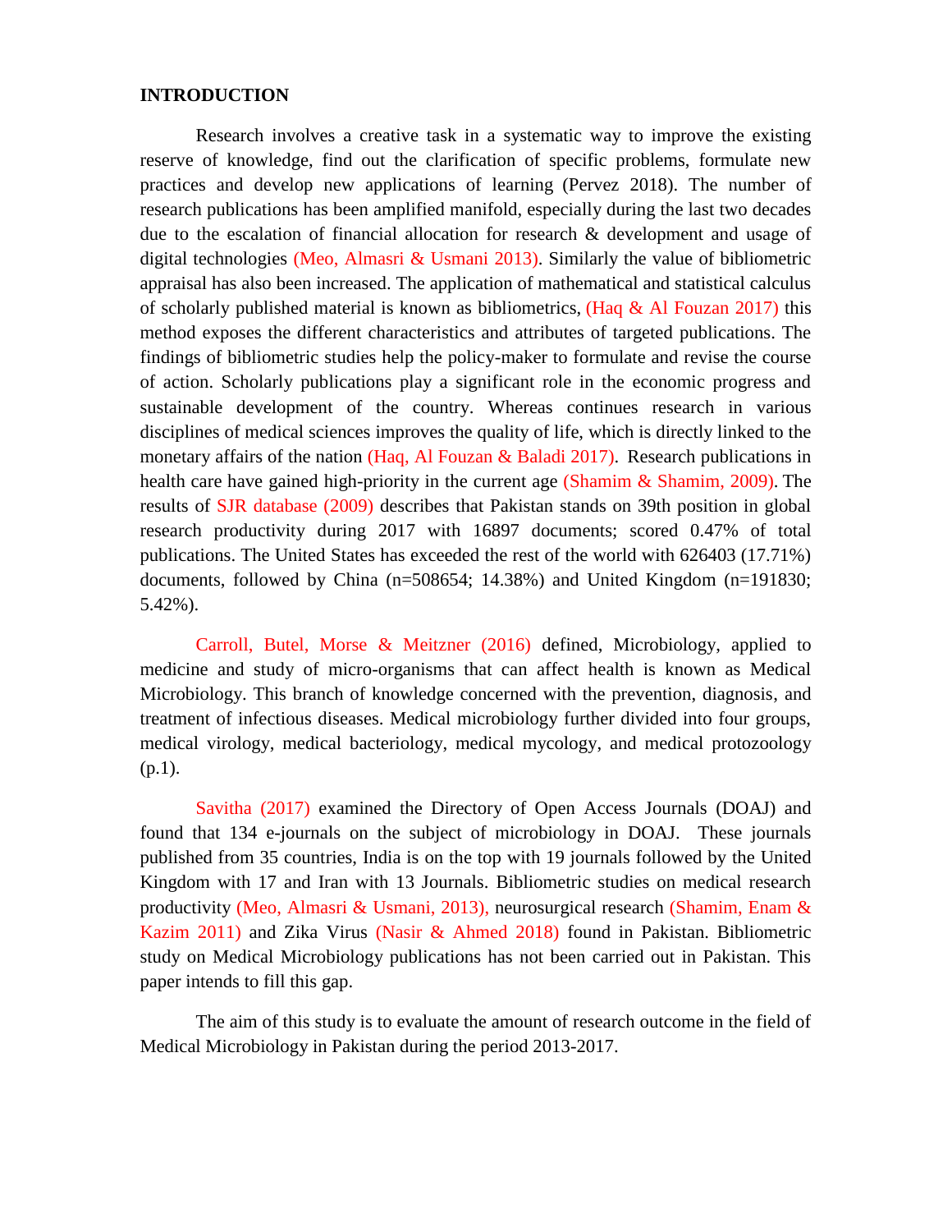## INTRODUCTION

Research involves a creative task in a systematic way to improve the existing reserve of knowledge, find out the clarification of specific problems, formulate new practices and develop new applications of learning (Pervez 2018). The number of research publications has been amplified manifold, especially during the last two decades due to the escalation of financial allocation for research & development and usage of digital technologies (Meo, Almasri & Usmani 2013). Similarly the value of bibliometric appraisal has also been increased. The application of mathematical and statistical calculus of scholarly published material is known as bibliometrics, (Haq & Al Fouzan 2017) this method exposes the different characteristics and attributes of targeted publications. The findings of bibliometric studies help the policy-maker to formulate and revise the course of action. Scholarly publications play a significant role in the economic progress and sustainable development of the country. Whereas continues research in various disciplines of medical sciences improves the quality of life, which is directly linked to the monetary affairs of the nation (Haq, Al Fouzan & Baladi 2017). Research publications in health care have gained high-priority in the current age (Shamim & Shamim, 2009). The results of SJR database (2009) describes that Pakistan stands on 39th position in global research productivity during 2017 with 16897 documents; scored 0.47% of total publications. The United States has exceeded the rest of the world with 626403 (17.71%) documents, followed by China (n=508654; 14.38%) and United Kingdom (n=191830; 5.42%).

Carroll, Butel, Morse & Meitzner (2016) defined, Microbiology, applied to medicine and study of micro-organisms that can affect health is known as Medical Microbiology. This branch of knowledge concerned with the prevention, diagnosis, and treatment of infectious diseases. Medical microbiology further divided into four groups, medical virology, medical bacteriology, medical mycology, and medical protozoology (p.1).

Savitha (2017) examined the Directory of Open Access Journals (DOAJ) and found that 134 e-journals on the subject of microbiology in DOAJ. These journals published from 35 countries, India is on the top with 19 journals followed by the United Kingdom with 17 and Iran with 13 Journals. Bibliometric studies on medical research productivity (Meo, Almasri & Usmani, 2013), neurosurgical research (Shamim, Enam & Kazim 2011) and Zika Virus (Nasir & Ahmed 2018) found in Pakistan. Bibliometric study on Medical Microbiology publications has not been carried out in Pakistan. This paper intends to fill this gap.

The aim of this study is to evaluate the amount of research outcome in the field of Medical Microbiology in Pakistan during the period 2013-2017.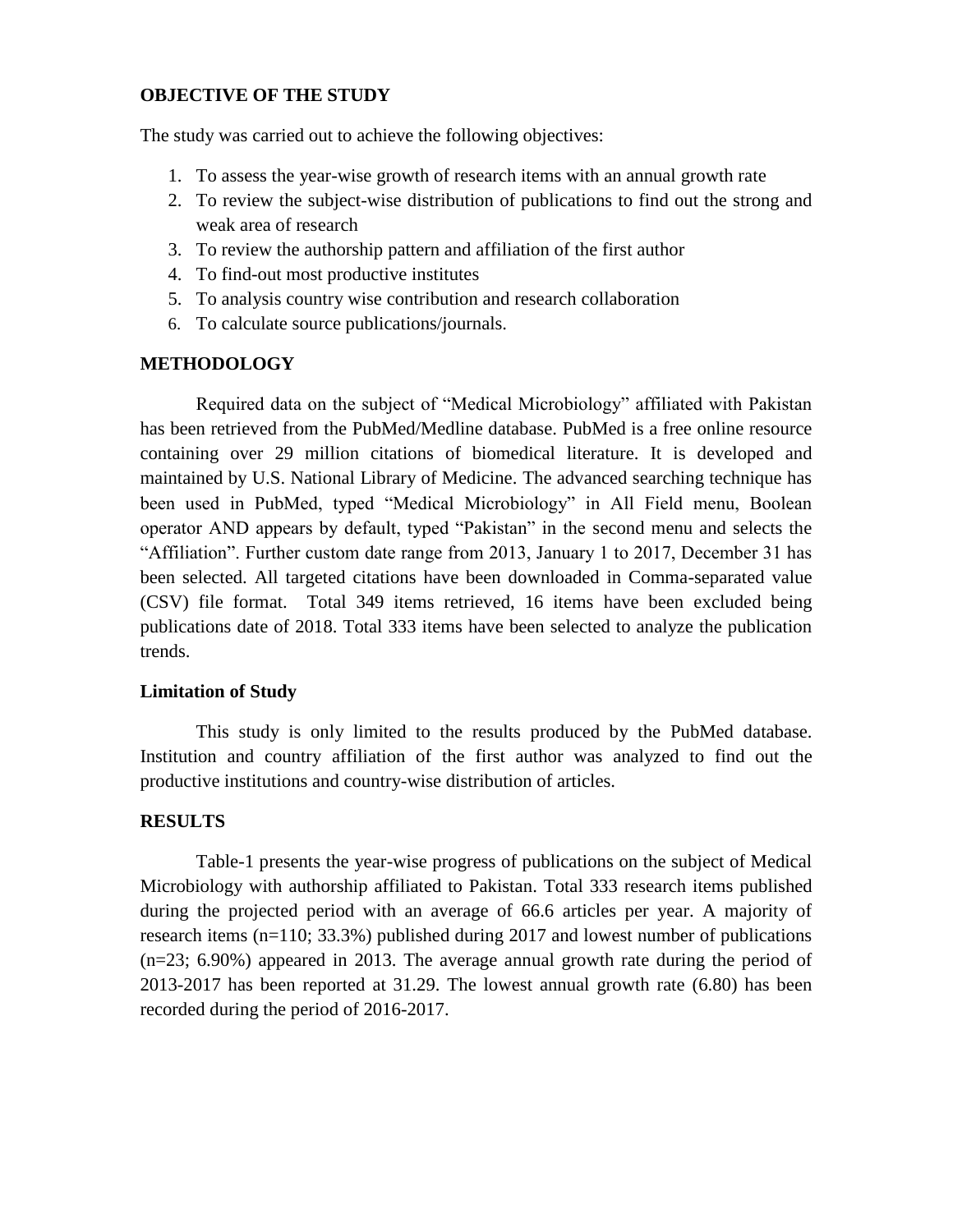**OBJECTIVE OF THE STUDY**

The study was carried out to achieve the following objectives:

1. To assess the year-wise growth of research items with an annual growth rate
2. To review the subject-wise distribution of publications to find out the strong and weak area of research
3. To review the authorship pattern and affiliation of the first author
4. To find-out most productive institutes
5. To analysis country wise contribution and research collaboration
6. To calculate source publications/journals.

**METHODOLOGY**

Required data on the subject of "Medical Microbiology" affiliated with Pakistan has been retrieved from the PubMed/Medline database. PubMed is a free online resource containing over 29 million citations of biomedical literature. It is developed and maintained by U.S. National Library of Medicine. The advanced searching technique has been used in PubMed, typed "Medical Microbiology" in All Field menu, Boolean operator AND appears by default, typed "Pakistan" in the second menu and selects the "Affiliation". Further custom date range from 2013, January 1 to 2017, December 31 has been selected. All targeted citations have been downloaded in Comma-separated value (CSV) file format. Total 349 items retrieved, 16 items have been excluded being publications date of 2018. Total 333 items have been selected to analyze the publication trends.

**Limitation of Study**

This study is only limited to the results produced by the PubMed database. Institution and country affiliation of the first author was analyzed to find out the productive institutions and country-wise distribution of articles.

**RESULTS**

Table-1 presents the year-wise progress of publications on the subject of Medical Microbiology with authorship affiliated to Pakistan. Total 333 research items published during the projected period with an average of 66.6 articles per year. A majority of research items (n=110; 33.3%) published during 2017 and lowest number of publications (n=23; 6.90%) appeared in 2013. The average annual growth rate during the period of 2013-2017 has been reported at 31.29. The lowest annual growth rate (6.80) has been recorded during the period of 2016-2017.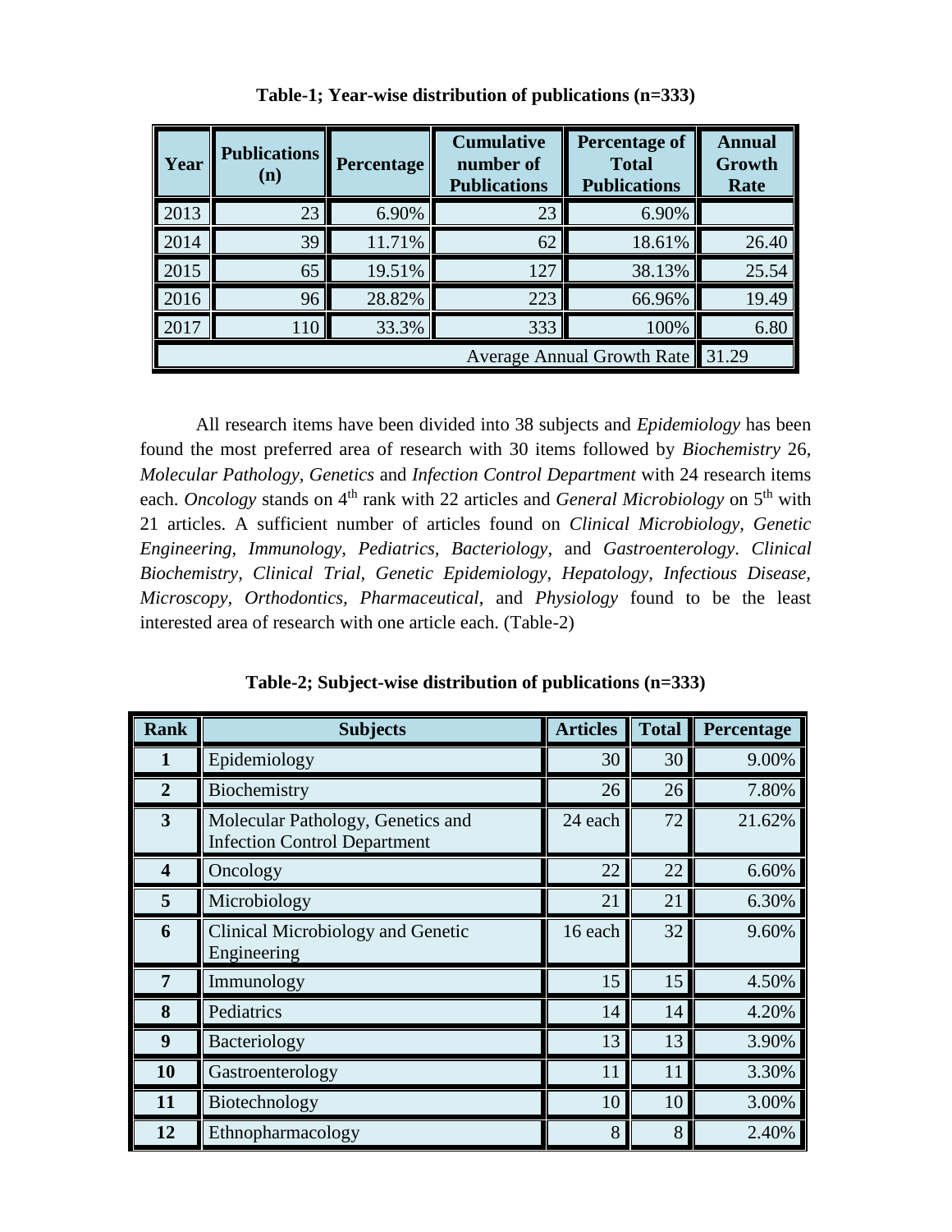**Table-1; Year-wise distribution of publications (n=333)**

| Year | Publications (n) | Percentage | Cumulative number of Publications | Percentage of Total Publications | Annual Growth Rate |
|---|---|---|---|---|---|
| 2013 | 23 | 6.90% | 23 | 6.90% | |
| 2014 | 39 | 11.71% | 62 | 18.61% | 26.40 |
| 2015 | 65 | 19.51% | 127 | 38.13% | 25.54 |
| 2016 | 96 | 28.82% | 223 | 66.96% | 19.49 |
| 2017 | 110 | 33.3% | 333 | 100% | 6.80 |
| Average Annual Growth Rate | | | | | 31.29 |

All research items have been divided into 38 subjects and *Epidemiology* has been found the most preferred area of research with 30 items followed by *Biochemistry* 26, *Molecular Pathology, Genetics* and *Infection Control Department* with 24 research items each. *Oncology* stands on 4th rank with 22 articles and *General Microbiology* on 5th with 21 articles. A sufficient number of articles found on *Clinical Microbiology, Genetic Engineering, Immunology, Pediatrics, Bacteriology,* and *Gastroenterology*. *Clinical Biochemistry, Clinical Trial, Genetic Epidemiology, Hepatology, Infectious Disease, Microscopy, Orthodontics, Pharmaceutical*, and *Physiology* found to be the least interested area of research with one article each. (Table-2)

**Table-2; Subject-wise distribution of publications (n=333)**

| Rank | Subjects | Articles | Total | Percentage |
|---|---|---|---|---|
| 1 | Epidemiology | 30 | 30 | 9.00% |
| 2 | Biochemistry | 26 | 26 | 7.80% |
| 3 | Molecular Pathology, Genetics and Infection Control Department | 24 each | 72 | 21.62% |
| 4 | Oncology | 22 | 22 | 6.60% |
| 5 | Microbiology | 21 | 21 | 6.30% |
| 6 | Clinical Microbiology and Genetic Engineering | 16 each | 32 | 9.60% |
| 7 | Immunology | 15 | 15 | 4.50% |
| 8 | Pediatrics | 14 | 14 | 4.20% |
| 9 | Bacteriology | 13 | 13 | 3.90% |
| 10 | Gastroenterology | 11 | 11 | 3.30% |
| 11 | Biotechnology | 10 | 10 | 3.00% |
| 12 | Ethnopharmacology | 8 | 8 | 2.40% |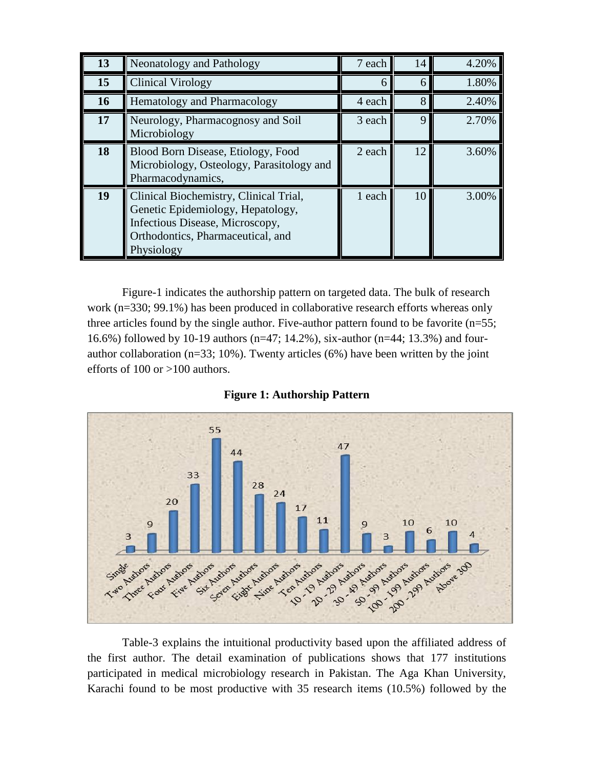| 13 | Neonatology and Pathology | 7 each | 14 | 4.20% |
|---|---|---|---|---|
| 15 | Clinical Virology | 6 | 6 | 1.80% |
| 16 | Hematology and Pharmacology | 4 each | 8 | 2.40% |
| 17 | Neurology, Pharmacognosy and Soil Microbiology | 3 each | 9 | 2.70% |
| 18 | Blood Born Disease, Etiology, Food Microbiology, Osteology, Parasitology and Pharmacodynamics, | 2 each | 12 | 3.60% |
| 19 | Clinical Biochemistry, Clinical Trial, Genetic Epidemiology, Hepatology, Infectious Disease, Microscopy, Orthodontics, Pharmaceutical, and Physiology | 1 each | 10 | 3.00% |

Figure-1 indicates the authorship pattern on targeted data. The bulk of research work (n=330; 99.1%) has been produced in collaborative research efforts whereas only three articles found by the single author. Five-author pattern found to be favorite (n=55; 16.6%) followed by 10-19 authors (n=47; 14.2%), six-author (n=44; 13.3%) and four-author collaboration (n=33; 10%). Twenty articles (6%) have been written by the joint efforts of 100 or >100 authors.

**Figure 1: Authorship Pattern**

| Authorship | Count |
|---|---|
| Single | 3 |
| Two Authors | 9 |
| Three Authors | 20 |
| Four Authors | 33 |
| Five Authors | 55 |
| Six Authors | 44 |
| Seven Authors | 28 |
| Eight Authors | 24 |
| Nine Authors | 17 |
| Ten Authors | 11 |
| 10 - 19 Authors | 47 |
| 20 - 29 Authors | 9 |
| 30 - 49 Authors | 3 |
| 50 - 99 Authors | 10 |
| 100 - 199 Authors | 6 |
| 200 - 299 Authors | 10 |
| Above 300 | 4 |

Table-3 explains the intuitional productivity based upon the affiliated address of the first author. The detail examination of publications shows that 177 institutions participated in medical microbiology research in Pakistan. The Aga Khan University, Karachi found to be most productive with 35 research items (10.5%) followed by the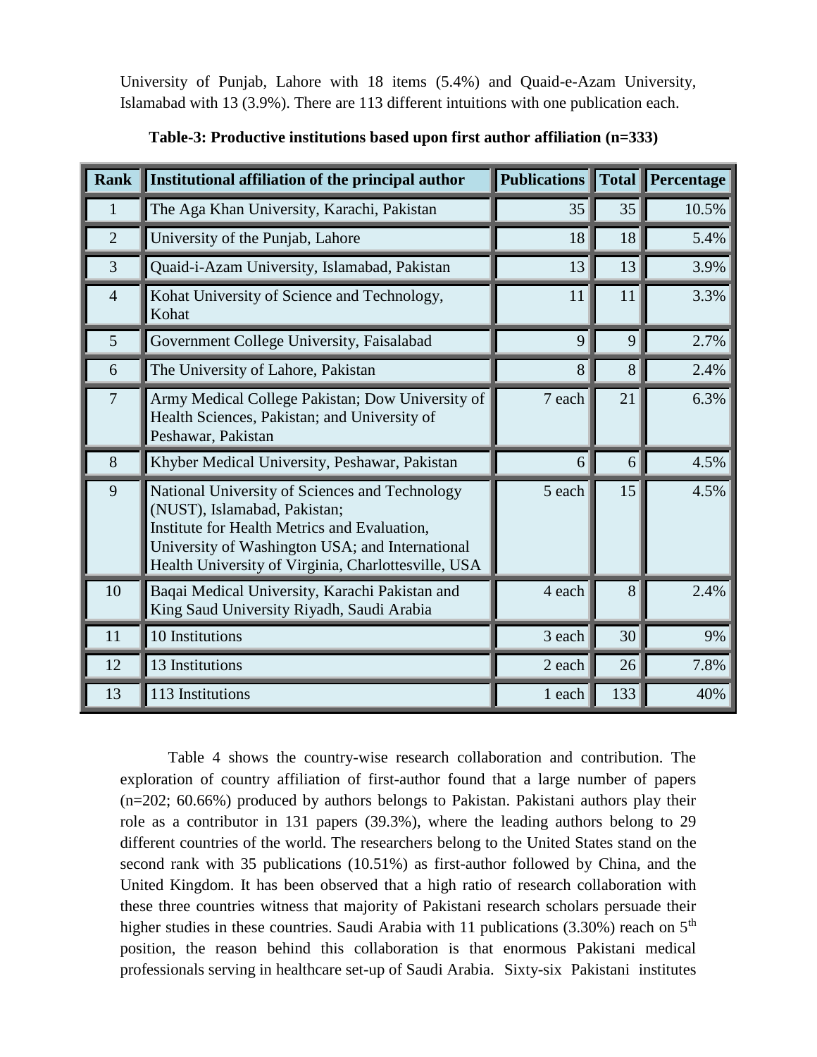University of Punjab, Lahore with 18 items (5.4%) and Quaid-e-Azam University, Islamabad with 13 (3.9%). There are 113 different intuitions with one publication each.

**Table-3: Productive institutions based upon first author affiliation (n=333)**

| Rank | Institutional affiliation of the principal author | Publications | Total | Percentage |
|---|---|---|---|---|
| 1 | The Aga Khan University, Karachi, Pakistan | 35 | 35 | 10.5% |
| 2 | University of the Punjab, Lahore | 18 | 18 | 5.4% |
| 3 | Quaid-i-Azam University, Islamabad, Pakistan | 13 | 13 | 3.9% |
| 4 | Kohat University of Science and Technology, Kohat | 11 | 11 | 3.3% |
| 5 | Government College University, Faisalabad | 9 | 9 | 2.7% |
| 6 | The University of Lahore, Pakistan | 8 | 8 | 2.4% |
| 7 | Army Medical College Pakistan; Dow University of Health Sciences, Pakistan; and University of Peshawar, Pakistan | 7 each | 21 | 6.3% |
| 8 | Khyber Medical University, Peshawar, Pakistan | 6 | 6 | 4.5% |
| 9 | National University of Sciences and Technology (NUST), Islamabad, Pakistan; Institute for Health Metrics and Evaluation, University of Washington USA; and International Health University of Virginia, Charlottesville, USA | 5 each | 15 | 4.5% |
| 10 | Baqai Medical University, Karachi Pakistan and King Saud University Riyadh, Saudi Arabia | 4 each | 8 | 2.4% |
| 11 | 10 Institutions | 3 each | 30 | 9% |
| 12 | 13 Institutions | 2 each | 26 | 7.8% |
| 13 | 113 Institutions | 1 each | 133 | 40% |

Table 4 shows the country-wise research collaboration and contribution. The exploration of country affiliation of first-author found that a large number of papers (n=202; 60.66%) produced by authors belongs to Pakistan. Pakistani authors play their role as a contributor in 131 papers (39.3%), where the leading authors belong to 29 different countries of the world. The researchers belong to the United States stand on the second rank with 35 publications (10.51%) as first-author followed by China, and the United Kingdom. It has been observed that a high ratio of research collaboration with these three countries witness that majority of Pakistani research scholars persuade their higher studies in these countries. Saudi Arabia with 11 publications (3.30%) reach on 5th position, the reason behind this collaboration is that enormous Pakistani medical professionals serving in healthcare set-up of Saudi Arabia. Sixty-six Pakistani institutes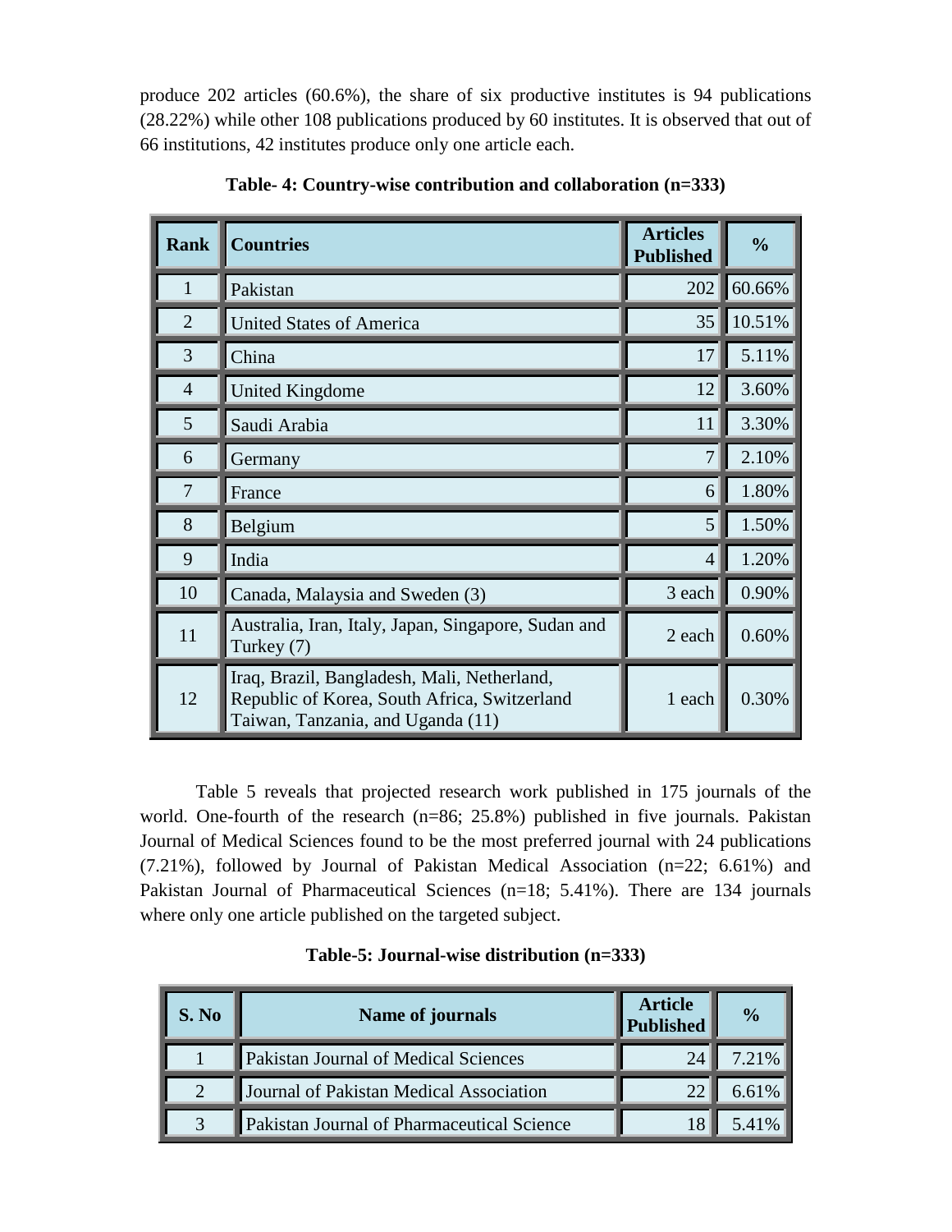produce 202 articles (60.6%), the share of six productive institutes is 94 publications (28.22%) while other 108 publications produced by 60 institutes. It is observed that out of 66 institutions, 42 institutes produce only one article each.

**Table- 4: Country-wise contribution and collaboration (n=333)**

| Rank | Countries | Articles Published | % |
|---|---|---|---|
| 1 | Pakistan | 202 | 60.66% |
| 2 | United States of America | 35 | 10.51% |
| 3 | China | 17 | 5.11% |
| 4 | United Kingdome | 12 | 3.60% |
| 5 | Saudi Arabia | 11 | 3.30% |
| 6 | Germany | 7 | 2.10% |
| 7 | France | 6 | 1.80% |
| 8 | Belgium | 5 | 1.50% |
| 9 | India | 4 | 1.20% |
| 10 | Canada, Malaysia and Sweden (3) | 3 each | 0.90% |
| 11 | Australia, Iran, Italy, Japan, Singapore, Sudan and Turkey (7) | 2 each | 0.60% |
| 12 | Iraq, Brazil, Bangladesh, Mali, Netherland, Republic of Korea, South Africa, Switzerland Taiwan, Tanzania, and Uganda (11) | 1 each | 0.30% |

Table 5 reveals that projected research work published in 175 journals of the world. One-fourth of the research (n=86; 25.8%) published in five journals. Pakistan Journal of Medical Sciences found to be the most preferred journal with 24 publications (7.21%), followed by Journal of Pakistan Medical Association (n=22; 6.61%) and Pakistan Journal of Pharmaceutical Sciences (n=18; 5.41%). There are 134 journals where only one article published on the targeted subject.

**Table-5: Journal-wise distribution (n=333)**

| S. No | Name of journals | Article Published | % |
|---|---|---|---|
| 1 | Pakistan Journal of Medical Sciences | 24 | 7.21% |
| 2 | Journal of Pakistan Medical Association | 22 | 6.61% |
| 3 | Pakistan Journal of Pharmaceutical Science | 18 | 5.41% |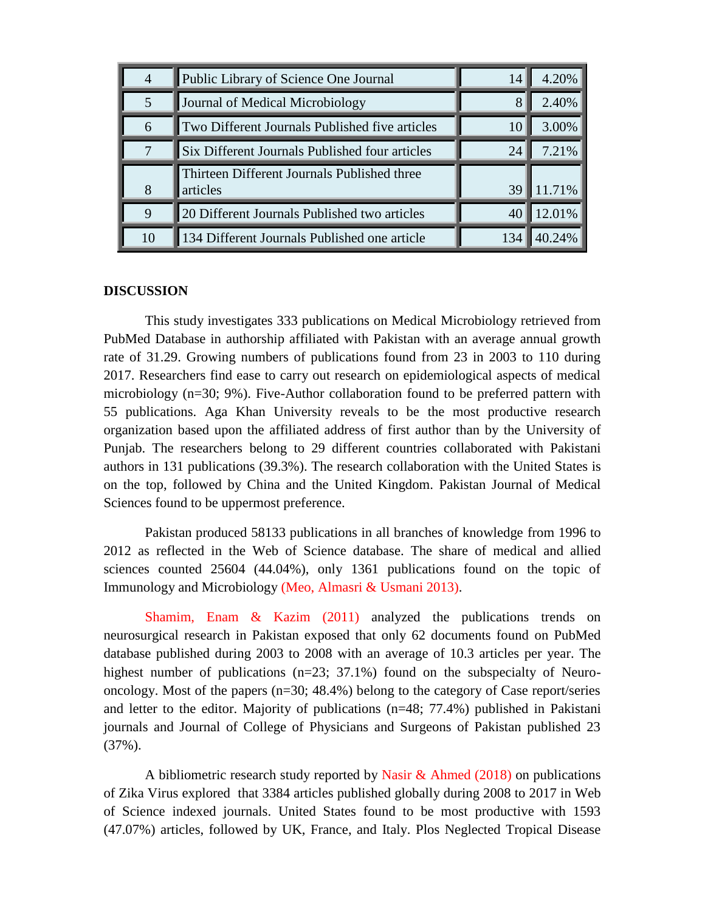| 4 | Public Library of Science One Journal | 14 | 4.20% |
|---|---|---|---|
| 5 | Journal of Medical Microbiology | 8 | 2.40% |
| 6 | Two Different Journals Published five articles | 10 | 3.00% |
| 7 | Six Different Journals Published four articles | 24 | 7.21% |
| 8 | Thirteen Different Journals Published three articles | 39 | 11.71% |
| 9 | 20 Different Journals Published two articles | 40 | 12.01% |
| 10 | 134 Different Journals Published one article | 134 | 40.24% |

**DISCUSSION**

This study investigates 333 publications on Medical Microbiology retrieved from PubMed Database in authorship affiliated with Pakistan with an average annual growth rate of 31.29. Growing numbers of publications found from 23 in 2003 to 110 during 2017. Researchers find ease to carry out research on epidemiological aspects of medical microbiology (n=30; 9%). Five-Author collaboration found to be preferred pattern with 55 publications. Aga Khan University reveals to be the most productive research organization based upon the affiliated address of first author than by the University of Punjab. The researchers belong to 29 different countries collaborated with Pakistani authors in 131 publications (39.3%). The research collaboration with the United States is on the top, followed by China and the United Kingdom. Pakistan Journal of Medical Sciences found to be uppermost preference.

Pakistan produced 58133 publications in all branches of knowledge from 1996 to 2012 as reflected in the Web of Science database. The share of medical and allied sciences counted 25604 (44.04%), only 1361 publications found on the topic of Immunology and Microbiology (Meo, Almasri & Usmani 2013).

Shamim, Enam & Kazim (2011) analyzed the publications trends on neurosurgical research in Pakistan exposed that only 62 documents found on PubMed database published during 2003 to 2008 with an average of 10.3 articles per year. The highest number of publications (n=23; 37.1%) found on the subspecialty of Neuro-oncology. Most of the papers (n=30; 48.4%) belong to the category of Case report/series and letter to the editor. Majority of publications (n=48; 77.4%) published in Pakistani journals and Journal of College of Physicians and Surgeons of Pakistan published 23 (37%).

A bibliometric research study reported by Nasir & Ahmed (2018) on publications of Zika Virus explored that 3384 articles published globally during 2008 to 2017 in Web of Science indexed journals. United States found to be most productive with 1593 (47.07%) articles, followed by UK, France, and Italy. Plos Neglected Tropical Disease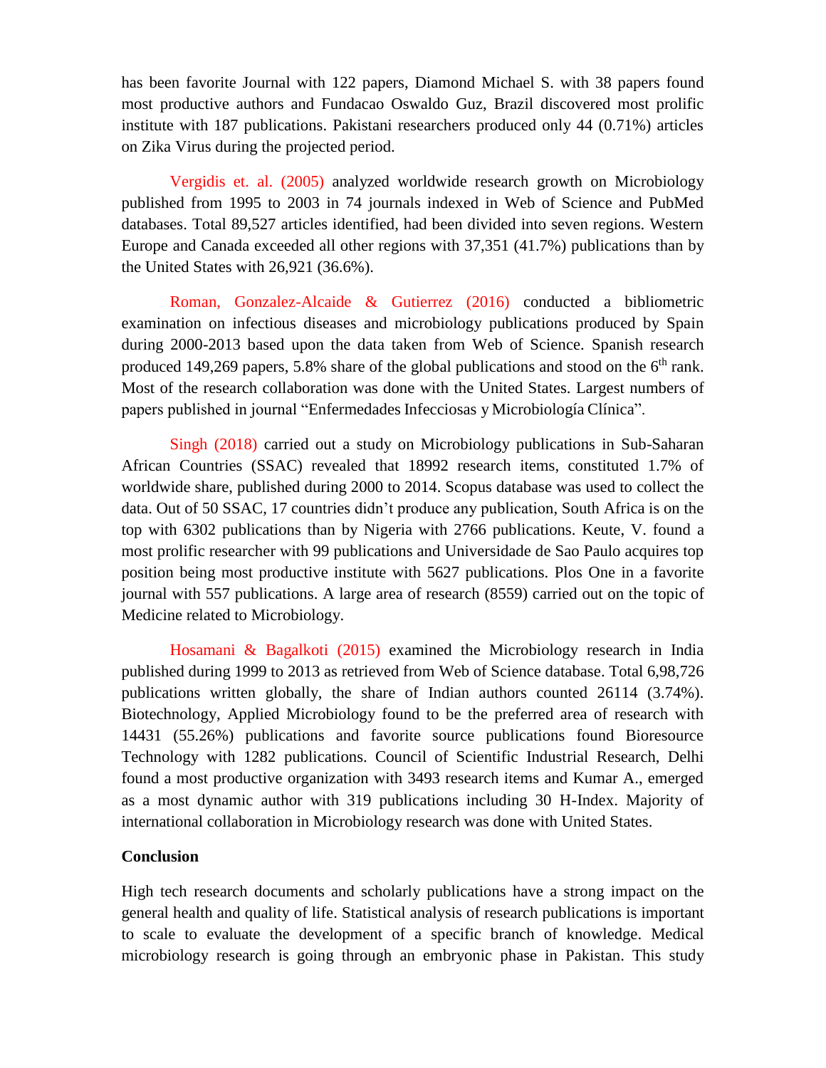has been favorite Journal with 122 papers, Diamond Michael S. with 38 papers found most productive authors and Fundacao Oswaldo Guz, Brazil discovered most prolific institute with 187 publications. Pakistani researchers produced only 44 (0.71%) articles on Zika Virus during the projected period.

Vergidis et. al. (2005) analyzed worldwide research growth on Microbiology published from 1995 to 2003 in 74 journals indexed in Web of Science and PubMed databases. Total 89,527 articles identified, had been divided into seven regions. Western Europe and Canada exceeded all other regions with 37,351 (41.7%) publications than by the United States with 26,921 (36.6%).

Roman, Gonzalez-Alcaide & Gutierrez (2016) conducted a bibliometric examination on infectious diseases and microbiology publications produced by Spain during 2000-2013 based upon the data taken from Web of Science. Spanish research produced 149,269 papers, 5.8% share of the global publications and stood on the 6th rank. Most of the research collaboration was done with the United States. Largest numbers of papers published in journal "Enfermedades Infecciosas y Microbiología Clínica".

Singh (2018) carried out a study on Microbiology publications in Sub-Saharan African Countries (SSAC) revealed that 18992 research items, constituted 1.7% of worldwide share, published during 2000 to 2014. Scopus database was used to collect the data. Out of 50 SSAC, 17 countries didn't produce any publication, South Africa is on the top with 6302 publications than by Nigeria with 2766 publications. Keute, V. found a most prolific researcher with 99 publications and Universidade de Sao Paulo acquires top position being most productive institute with 5627 publications. Plos One in a favorite journal with 557 publications. A large area of research (8559) carried out on the topic of Medicine related to Microbiology.

Hosamani & Bagalkoti (2015) examined the Microbiology research in India published during 1999 to 2013 as retrieved from Web of Science database. Total 6,98,726 publications written globally, the share of Indian authors counted 26114 (3.74%). Biotechnology, Applied Microbiology found to be the preferred area of research with 14431 (55.26%) publications and favorite source publications found Bioresource Technology with 1282 publications. Council of Scientific Industrial Research, Delhi found a most productive organization with 3493 research items and Kumar A., emerged as a most dynamic author with 319 publications including 30 H-Index. Majority of international collaboration in Microbiology research was done with United States.

**Conclusion**

High tech research documents and scholarly publications have a strong impact on the general health and quality of life. Statistical analysis of research publications is important to scale to evaluate the development of a specific branch of knowledge. Medical microbiology research is going through an embryonic phase in Pakistan. This study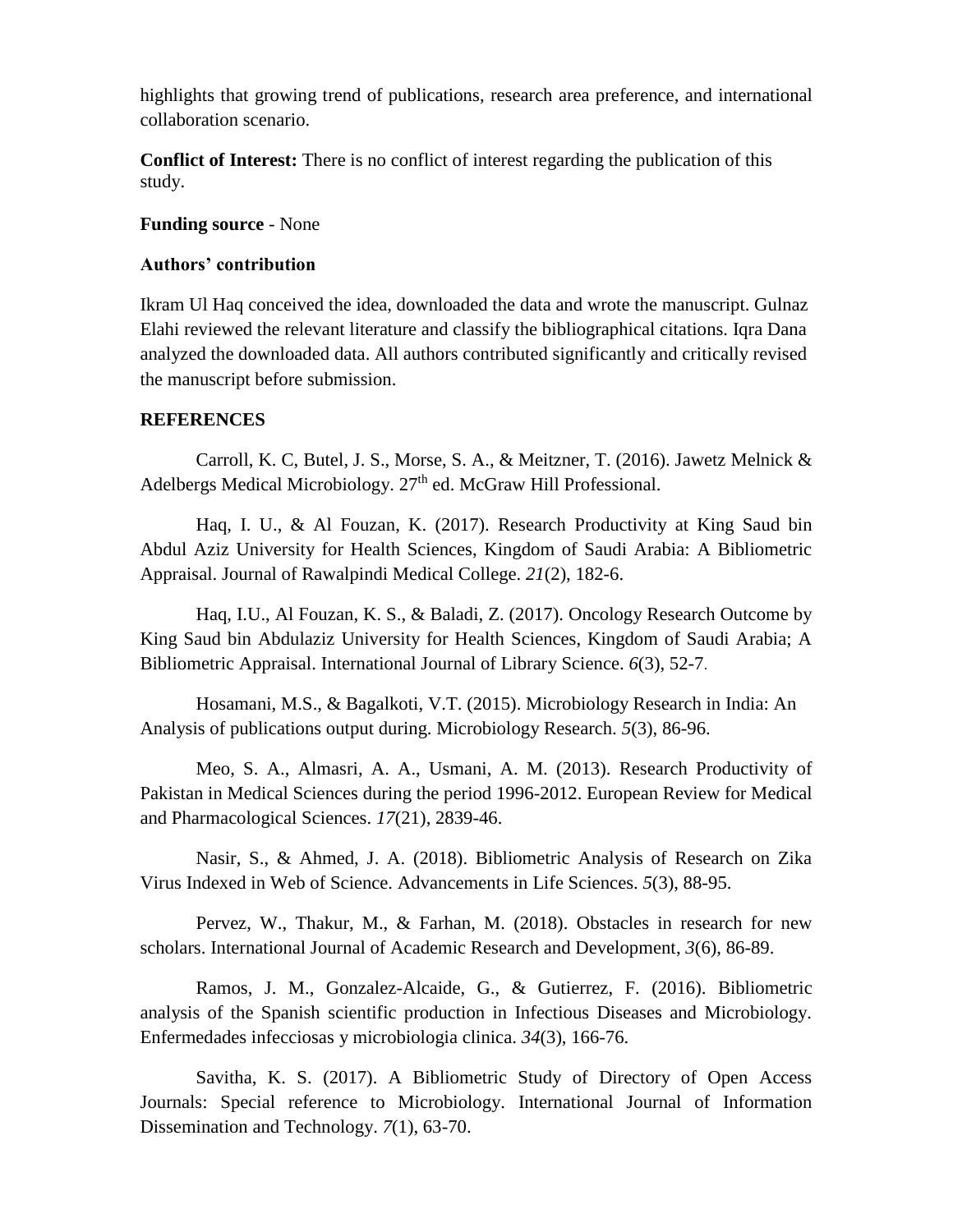highlights that growing trend of publications, research area preference, and international collaboration scenario.

**Conflict of Interest:** There is no conflict of interest regarding the publication of this study.

**Funding source** - None

**Authors' contribution**

Ikram Ul Haq conceived the idea, downloaded the data and wrote the manuscript. Gulnaz Elahi reviewed the relevant literature and classify the bibliographical citations. Iqra Dana analyzed the downloaded data. All authors contributed significantly and critically revised the manuscript before submission.

**REFERENCES**

Carroll, K. C, Butel, J. S., Morse, S. A., & Meitzner, T. (2016). Jawetz Melnick & Adelbergs Medical Microbiology. 27th ed. McGraw Hill Professional.

Haq, I. U., & Al Fouzan, K. (2017). Research Productivity at King Saud bin Abdul Aziz University for Health Sciences, Kingdom of Saudi Arabia: A Bibliometric Appraisal. Journal of Rawalpindi Medical College. *21*(2), 182-6.

Haq, I.U., Al Fouzan, K. S., & Baladi, Z. (2017). Oncology Research Outcome by King Saud bin Abdulaziz University for Health Sciences, Kingdom of Saudi Arabia; A Bibliometric Appraisal. International Journal of Library Science. *6*(3), 52-7.

Hosamani, M.S., & Bagalkoti, V.T. (2015). Microbiology Research in India: An Analysis of publications output during. Microbiology Research. *5*(3), 86-96.

Meo, S. A., Almasri, A. A., Usmani, A. M. (2013). Research Productivity of Pakistan in Medical Sciences during the period 1996-2012. European Review for Medical and Pharmacological Sciences. *17*(21), 2839-46.

Nasir, S., & Ahmed, J. A. (2018). Bibliometric Analysis of Research on Zika Virus Indexed in Web of Science. Advancements in Life Sciences. *5*(3), 88-95.

Pervez, W., Thakur, M., & Farhan, M. (2018). Obstacles in research for new scholars. International Journal of Academic Research and Development, *3*(6), 86-89.

Ramos, J. M., Gonzalez-Alcaide, G., & Gutierrez, F. (2016). Bibliometric analysis of the Spanish scientific production in Infectious Diseases and Microbiology. Enfermedades infecciosas y microbiologia clinica. *34*(3), 166-76.

Savitha, K. S. (2017). A Bibliometric Study of Directory of Open Access Journals: Special reference to Microbiology. International Journal of Information Dissemination and Technology. *7*(1), 63-70.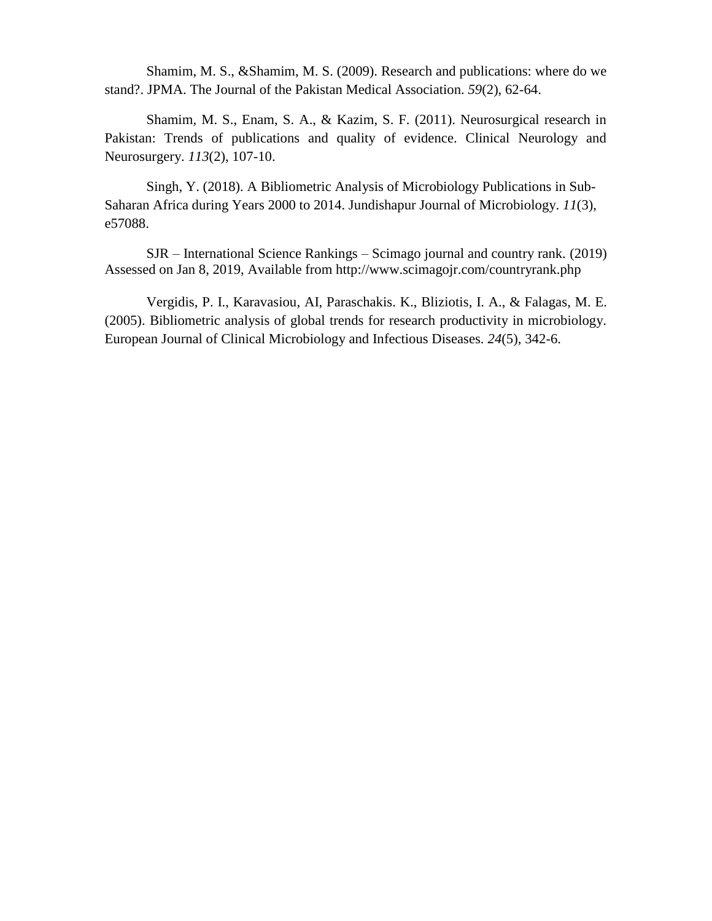Shamim, M. S., &Shamim, M. S. (2009). Research and publications: where do we stand?. JPMA. The Journal of the Pakistan Medical Association. *59*(2), 62-64.

Shamim, M. S., Enam, S. A., & Kazim, S. F. (2011). Neurosurgical research in Pakistan: Trends of publications and quality of evidence. Clinical Neurology and Neurosurgery. *113*(2), 107-10.

Singh, Y. (2018). A Bibliometric Analysis of Microbiology Publications in Sub-Saharan Africa during Years 2000 to 2014. Jundishapur Journal of Microbiology. *11*(3), e57088.

SJR – International Science Rankings – Scimago journal and country rank. (2019) Assessed on Jan 8, 2019, Available from http://www.scimagojr.com/countryrank.php

Vergidis, P. I., Karavasiou, AI, Paraschakis. K., Bliziotis, I. A., & Falagas, M. E. (2005). Bibliometric analysis of global trends for research productivity in microbiology. European Journal of Clinical Microbiology and Infectious Diseases. *24*(5), 342-6.